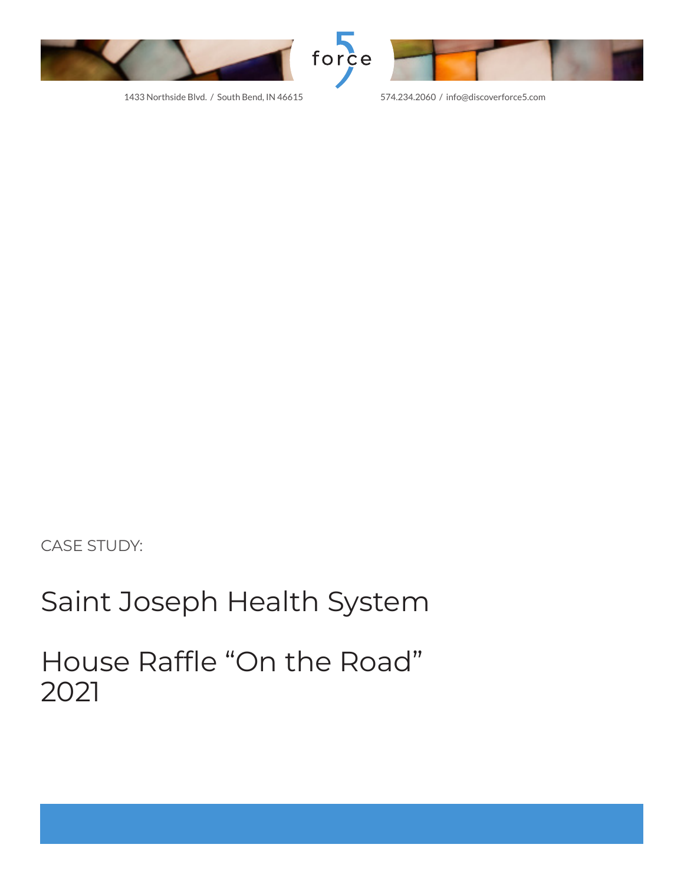CASE STUDY:

# Saint Joseph Health System

# House Raffle “On the Road” 2021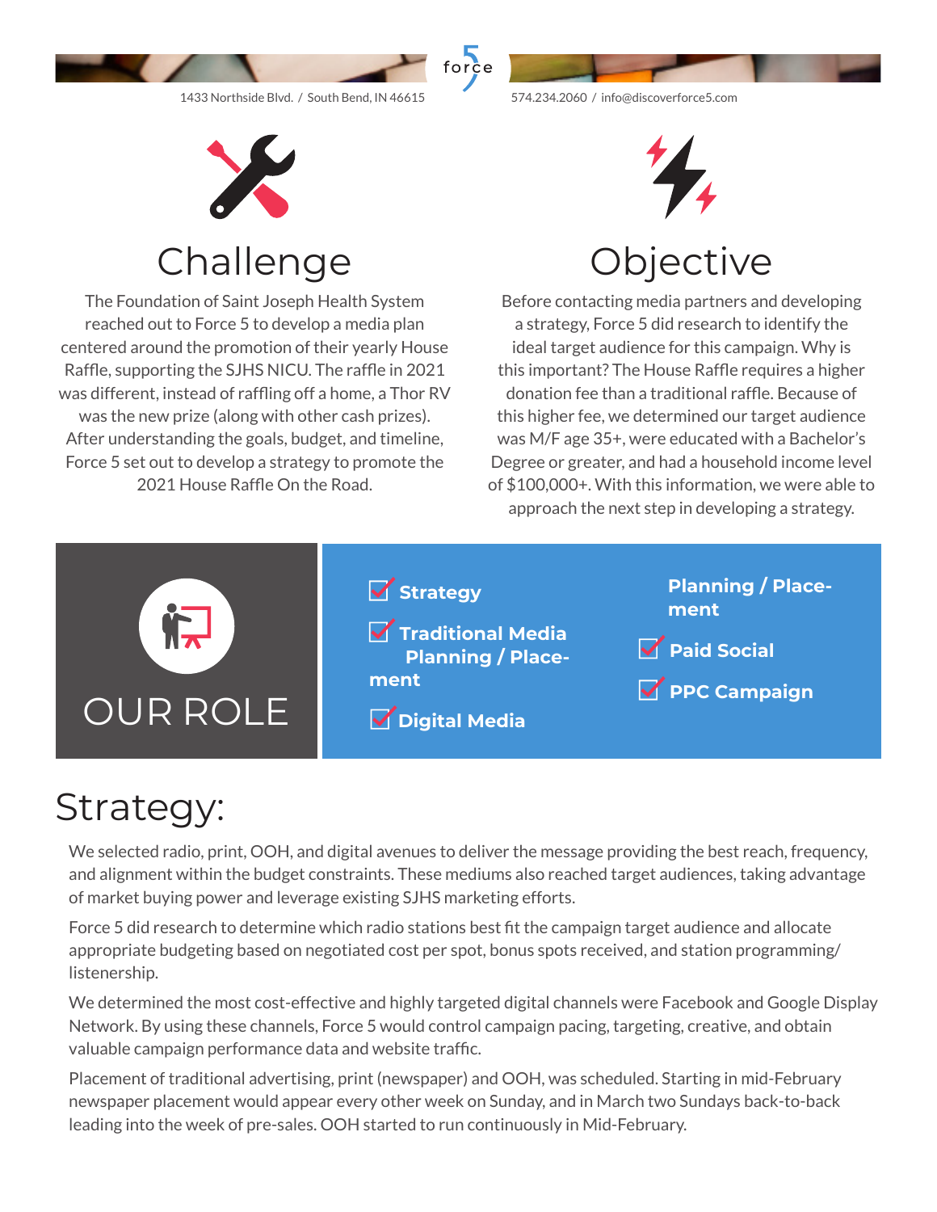## Challenge

The Foundation of Saint Joseph Health System reached out to Force 5 to develop a media plan centered around the promotion of their yearly House Raffle, supporting the SJHS NICU. The raffle in 2021 was different, instead of raffling off a home, a Thor RV was the new prize (along with other cash prizes). After understanding the goals, budget, and timeline, Force 5 set out to develop a strategy to promote the 2021 House Raffle On the Road.

## Objective

Before contacting media partners and developing a strategy, Force 5 did research to identify the ideal target audience for this campaign. Why is this important? The House Raffle requires a higher donation fee than a traditional raffle. Because of this higher fee, we determined our target audience was M/F age 35+, were educated with a Bachelor's Degree or greater, and had a household income level of $100,000+. With this information, we were able to approach the next step in developing a strategy.

## OUR ROLE

- **Strategy**
- **Traditional Media Planning / Placement**
- **Digital Media Planning / Placement**
- **Paid Social**
- **PPC Campaign**

# Strategy:

We selected radio, print, OOH, and digital avenues to deliver the message providing the best reach, frequency, and alignment within the budget constraints. These mediums also reached target audiences, taking advantage of market buying power and leverage existing SJHS marketing efforts.

Force 5 did research to determine which radio stations best fit the campaign target audience and allocate appropriate budgeting based on negotiated cost per spot, bonus spots received, and station programming/listenership.

We determined the most cost-effective and highly targeted digital channels were Facebook and Google Display Network. By using these channels, Force 5 would control campaign pacing, targeting, creative, and obtain valuable campaign performance data and website traffic.

Placement of traditional advertising, print (newspaper) and OOH, was scheduled. Starting in mid-February newspaper placement would appear every other week on Sunday, and in March two Sundays back-to-back leading into the week of pre-sales. OOH started to run continuously in Mid-February.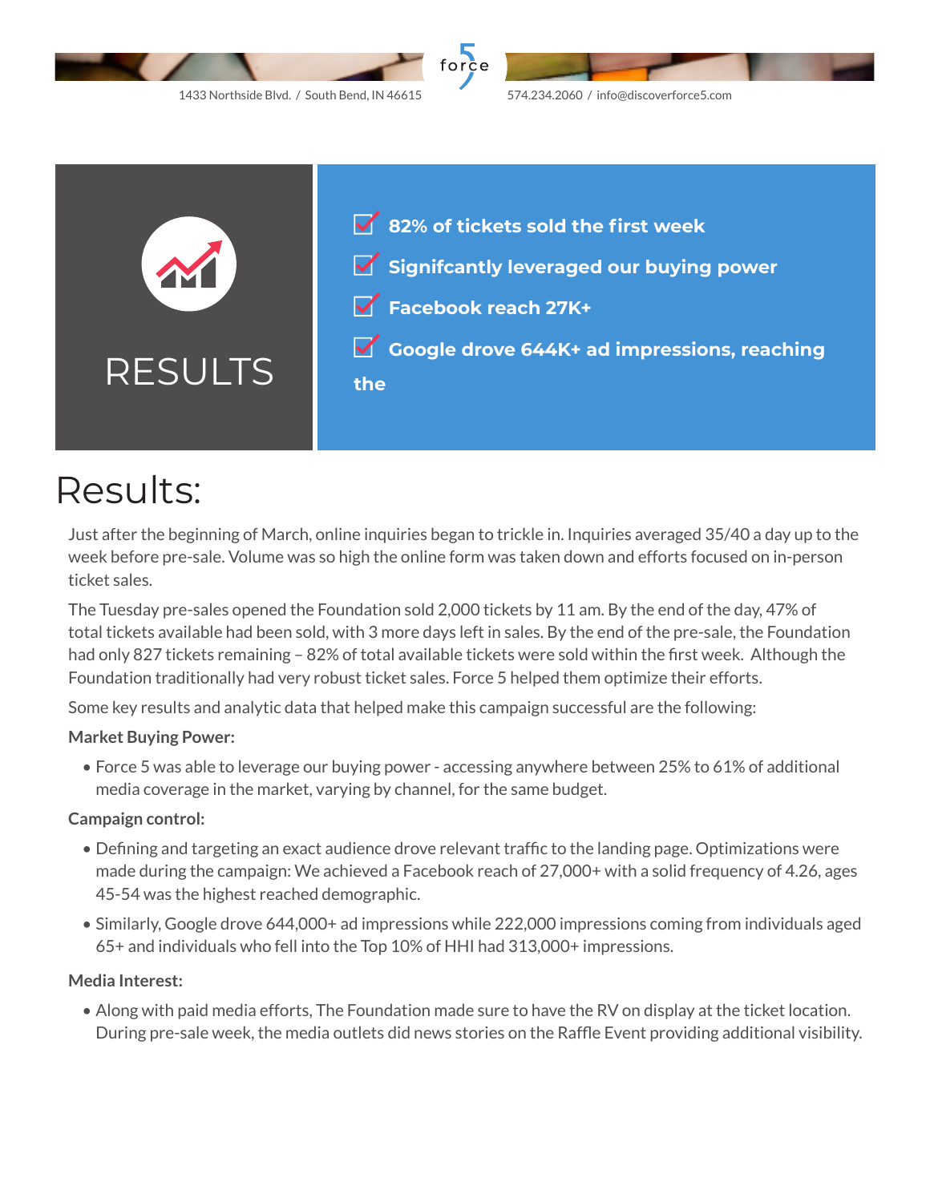# RESULTS

- 82% of tickets sold the first week
- Signifcantly leveraged our buying power
- Facebook reach 27K+
- Google drove 644K+ ad impressions, reaching the

# Results:

Just after the beginning of March, online inquiries began to trickle in. Inquiries averaged 35/40 a day up to the week before pre-sale. Volume was so high the online form was taken down and efforts focused on in-person ticket sales.

The Tuesday pre-sales opened the Foundation sold 2,000 tickets by 11 am. By the end of the day, 47% of total tickets available had been sold, with 3 more days left in sales. By the end of the pre-sale, the Foundation had only 827 tickets remaining – 82% of total available tickets were sold within the first week. Although the Foundation traditionally had very robust ticket sales. Force 5 helped them optimize their efforts.

Some key results and analytic data that helped make this campaign successful are the following:

**Market Buying Power:**

- Force 5 was able to leverage our buying power - accessing anywhere between 25% to 61% of additional media coverage in the market, varying by channel, for the same budget.

**Campaign control:**

- Defining and targeting an exact audience drove relevant traffic to the landing page. Optimizations were made during the campaign: We achieved a Facebook reach of 27,000+ with a solid frequency of 4.26, ages 45-54 was the highest reached demographic.
- Similarly, Google drove 644,000+ ad impressions while 222,000 impressions coming from individuals aged 65+ and individuals who fell into the Top 10% of HHI had 313,000+ impressions.

**Media Interest:**

- Along with paid media efforts, The Foundation made sure to have the RV on display at the ticket location. During pre-sale week, the media outlets did news stories on the Raffle Event providing additional visibility.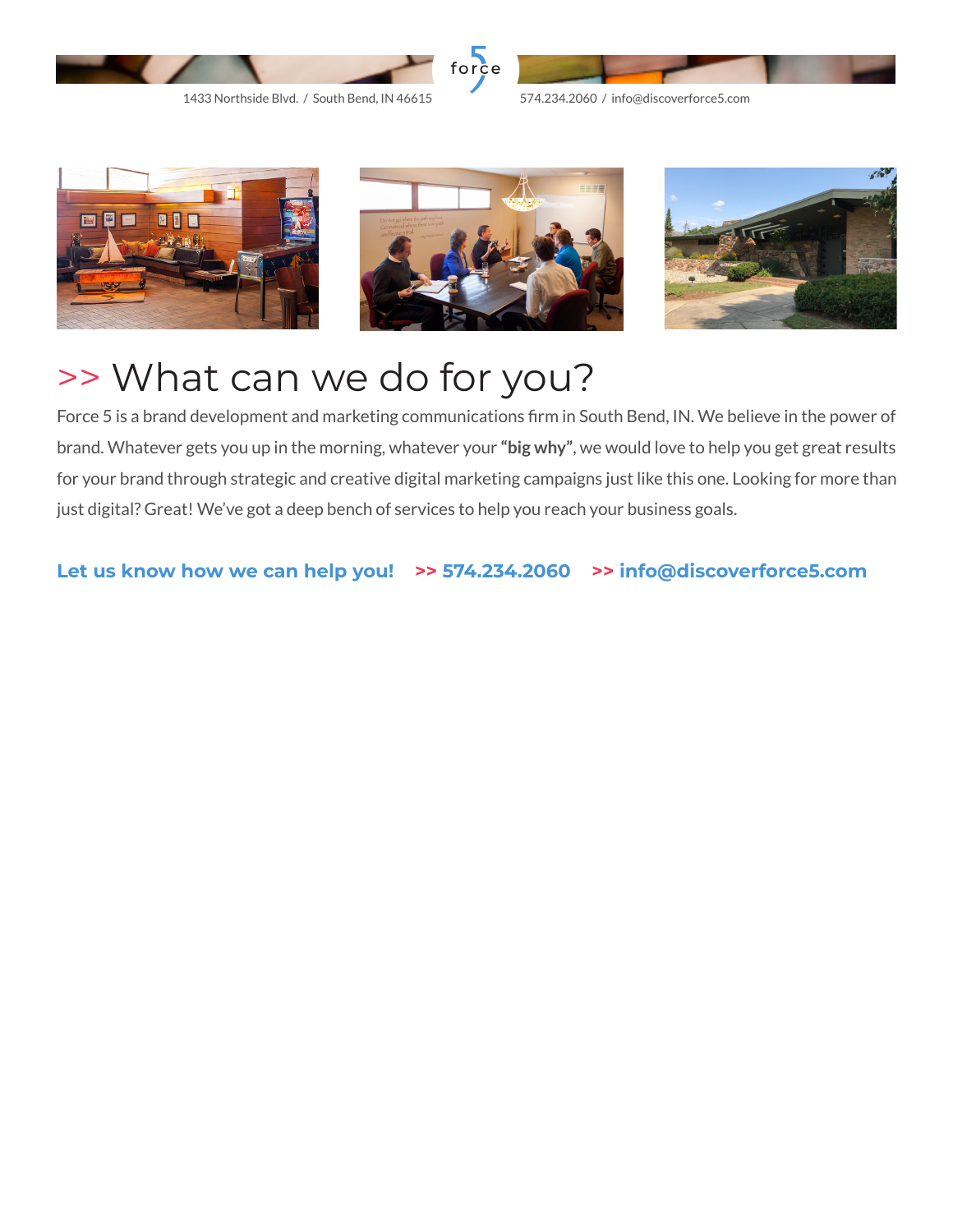1433 Northside Blvd. / South Bend, IN 46615 574.234.2060 / info@discoverforce5.com

# >> What can we do for you?

Force 5 is a brand development and marketing communications firm in South Bend, IN. We believe in the power of brand. Whatever gets you up in the morning, whatever your **"big why"**, we would love to help you get great results for your brand through strategic and creative digital marketing campaigns just like this one. Looking for more than just digital? Great! We've got a deep bench of services to help you reach your business goals.

**Let us know how we can help you!** **>> 574.234.2060** **>> info@discoverforce5.com**